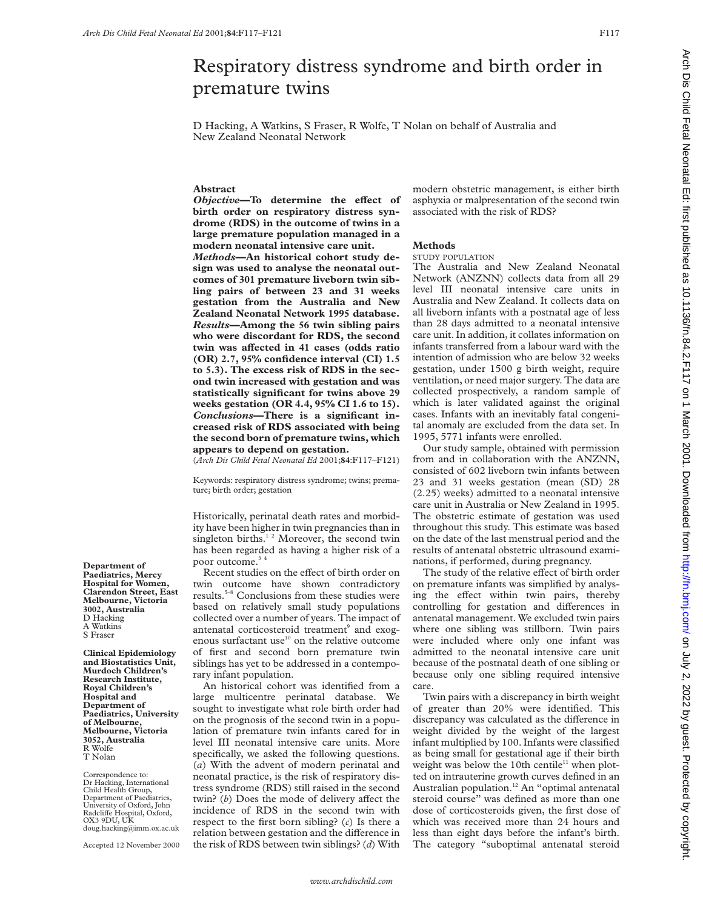# Respiratory distress syndrome and birth order in premature twins

D Hacking, A Watkins, S Fraser, R Wolfe, T Nolan on behalf of Australia and New Zealand Neonatal Network

## Abstract

***Objective*—To determine the effect of birth order on respiratory distress syndrome (RDS) in the outcome of twins in a large premature population managed in a modern neonatal intensive care unit.**

***Methods*—An historical cohort study design was used to analyse the neonatal outcomes of 301 premature liveborn twin sibling pairs of between 23 and 31 weeks gestation from the Australia and New Zealand Neonatal Network 1995 database.**

***Results*—Among the 56 twin sibling pairs who were discordant for RDS, the second twin was affected in 41 cases (odds ratio (OR) 2.7, 95% confidence interval (CI) 1.5 to 5.3). The excess risk of RDS in the second twin increased with gestation and was statistically significant for twins above 29 weeks gestation (OR 4.4, 95% CI 1.6 to 15).**

***Conclusions*—There is a significant increased risk of RDS associated with being the second born of premature twins, which appears to depend on gestation.**

(*Arch Dis Child Fetal Neonatal Ed* 2001;**84**:F117–F121)

Keywords: respiratory distress syndrome; twins; premature; birth order; gestation

Historically, perinatal death rates and morbidity have been higher in twin pregnancies than in singleton births.[1,2] Moreover, the second twin has been regarded as having a higher risk of a poor outcome.[3,4]

Recent studies on the effect of birth order on twin outcome have shown contradictory results.[5–8] Conclusions from these studies were based on relatively small study populations collected over a number of years. The impact of antenatal corticosteroid treatment[9] and exogenous surfactant use[10] on the relative outcome of first and second born premature twin siblings has yet to be addressed in a contemporary infant population.

An historical cohort was identified from a large multicentre perinatal database. We sought to investigate what role birth order had on the prognosis of the second twin in a population of premature twin infants cared for in level III neonatal intensive care units. More specifically, we asked the following questions. (*a*) With the advent of modern perinatal and neonatal practice, is the risk of respiratory distress syndrome (RDS) still raised in the second twin? (*b*) Does the mode of delivery affect the incidence of RDS in the second twin with respect to the first born sibling? (*c*) Is there a relation between gestation and the difference in the risk of RDS between twin siblings? (*d*) With modern obstetric management, is either birth asphyxia or malpresentation of the second twin associated with the risk of RDS?

**Department of Paediatrics, Mercy Hospital for Women, Clarendon Street, East Melbourne, Victoria 3002, Australia**
D Hacking
A Watkins
S Fraser

**Clinical Epidemiology and Biostatistics Unit, Murdoch Children's Research Institute, Royal Children's Hospital and Department of Paediatrics, University of Melbourne, Melbourne, Victoria 3052, Australia**
R Wolfe
T Nolan

Correspondence to: Dr Hacking, International Child Health Group, Department of Paediatrics, University of Oxford, John Radcliffe Hospital, Oxford, OX3 9DU, UK
doug.hacking@imm.ox.ac.uk

Accepted 12 November 2000

## Methods

### STUDY POPULATION

The Australia and New Zealand Neonatal Network (ANZNN) collects data from all 29 level III neonatal intensive care units in Australia and New Zealand. It collects data on all liveborn infants with a postnatal age of less than 28 days admitted to a neonatal intensive care unit. In addition, it collates information on infants transferred from a labour ward with the intention of admission who are below 32 weeks gestation, under 1500 g birth weight, require ventilation, or need major surgery. The data are collected prospectively, a random sample of which is later validated against the original cases. Infants with an inevitably fatal congenital anomaly are excluded from the data set. In 1995, 5771 infants were enrolled.

Our study sample, obtained with permission from and in collaboration with the ANZNN, consisted of 602 liveborn twin infants between 23 and 31 weeks gestation (mean (SD) 28 (2.25) weeks) admitted to a neonatal intensive care unit in Australia or New Zealand in 1995. The obstetric estimate of gestation was used throughout this study. This estimate was based on the date of the last menstrual period and the results of antenatal obstetric ultrasound examinations, if performed, during pregnancy.

The study of the relative effect of birth order on premature infants was simplified by analysing the effect within twin pairs, thereby controlling for gestation and differences in antenatal management. We excluded twin pairs where one sibling was stillborn. Twin pairs were included where only one infant was admitted to the neonatal intensive care unit because of the postnatal death of one sibling or because only one sibling required intensive care.

Twin pairs with a discrepancy in birth weight of greater than 20% were identified. This discrepancy was calculated as the difference in weight divided by the weight of the largest infant multiplied by 100. Infants were classified as being small for gestational age if their birth weight was below the 10th centile[11] when plotted on intrauterine growth curves defined in an Australian population.[12] An "optimal antenatal steroid course" was defined as more than one dose of corticosteroids given, the first dose of which was received more than 24 hours and less than eight days before the infant's birth. The category "suboptimal antenatal steroid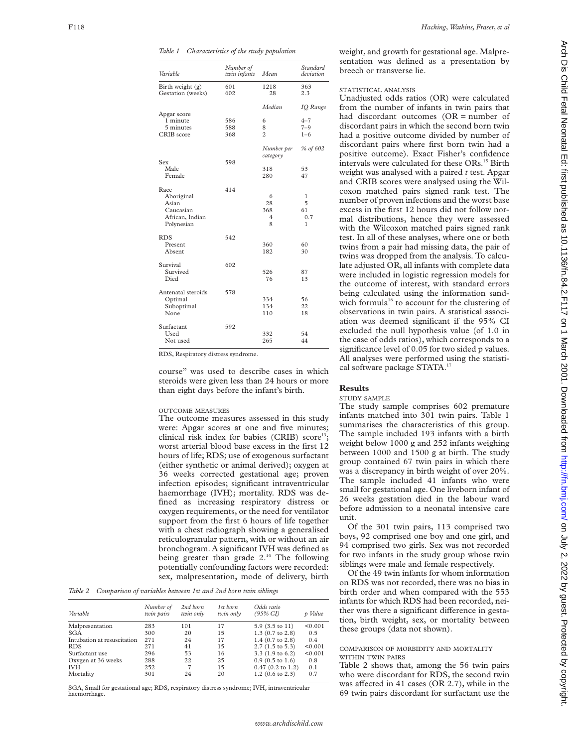*Table 1 Characteristics of the study population*

| Variable | Number of twin infants | Mean | Standard deviation |
|---|---|---|---|
| Birth weight (g) | 601 | 1218 | 363 |
| Gestation (weeks) | 602 | 28 | 2.3 |
| | | *Median* | *IQ Range* |
| Apgar score | | | |
| 1 minute | 586 | 6 | 4–7 |
| 5 minutes | 588 | 8 | 7–9 |
| CRIB score | 368 | 2 | 1–6 |
| | | *Number per category* | *% of 602* |
| Sex | 598 | | |
| Male | | 318 | 53 |
| Female | | 280 | 47 |
| Race | 414 | | |
| Aboriginal | | 6 | 1 |
| Asian | | 28 | 5 |
| Caucasian | | 368 | 61 |
| African, Indian | | 4 | 0.7 |
| Polynesian | | 8 | 1 |
| RDS | 542 | | |
| Present | | 360 | 60 |
| Absent | | 182 | 30 |
| Survival | 602 | | |
| Survived | | 526 | 87 |
| Died | | 76 | 13 |
| Antenatal steroids | 578 | | |
| Optimal | | 334 | 56 |
| Suboptimal | | 134 | 22 |
| None | | 110 | 18 |
| Surfactant | 592 | | |
| Used | | 332 | 54 |
| Not used | | 265 | 44 |

RDS, Respiratory distress syndrome.

course" was used to describe cases in which steroids were given less than 24 hours or more than eight days before the infant's birth.

### OUTCOME MEASURES

The outcome measures assessed in this study were: Apgar scores at one and five minutes; clinical risk index for babies (CRIB) score[13]; worst arterial blood base excess in the first 12 hours of life; RDS; use of exogenous surfactant (either synthetic or animal derived); oxygen at 36 weeks corrected gestational age; proven infection episodes; significant intraventricular haemorrhage (IVH); mortality. RDS was defined as increasing respiratory distress or oxygen requirements, or the need for ventilator support from the first 6 hours of life together with a chest radiograph showing a generalised reticulogranular pattern, with or without an air bronchogram. A significant IVH was defined as being greater than grade 2.[14] The following potentially confounding factors were recorded: sex, malpresentation, mode of delivery, birth weight, and growth for gestational age. Malpresentation was defined as a presentation by breech or transverse lie.

*Table 2 Comparison of variables between 1st and 2nd born twin siblings*

| Variable | Number of twin pairs | 2nd born twin only | 1st born twin only | Odds ratio (95% CI) | p Value |
|---|---|---|---|---|---|
| Malpresentation | 283 | 101 | 17 | 5.9 (3.5 to 11) | <0.001 |
| SGA | 300 | 20 | 15 | 1.3 (0.7 to 2.8) | 0.5 |
| Intubation at resuscitation | 271 | 24 | 17 | 1.4 (0.7 to 2.8) | 0.4 |
| RDS | 271 | 41 | 15 | 2.7 (1.5 to 5.3) | <0.001 |
| Surfactant use | 296 | 53 | 16 | 3.3 (1.9 to 6.2) | <0.001 |
| Oxygen at 36 weeks | 288 | 22 | 25 | 0.9 (0.5 to 1.6) | 0.8 |
| IVH | 252 | 7 | 15 | 0.47 (0.2 to 1.2) | 0.1 |
| Mortality | 301 | 24 | 20 | 1.2 (0.6 to 2.3) | 0.7 |

SGA, Small for gestational age; RDS, respiratory distress syndrome; IVH, intraventricular haemorrhage.

### STATISTICAL ANALYSIS

Unadjusted odds ratios (OR) were calculated from the number of infants in twin pairs that had discordant outcomes (OR = number of discordant pairs in which the second born twin had a positive outcome divided by number of discordant pairs where first born twin had a positive outcome). Exact Fisher's confidence intervals were calculated for these ORs.[15] Birth weight was analysed with a paired *t* test. Apgar and CRIB scores were analysed using the Wilcoxon matched pairs signed rank test. The number of proven infections and the worst base excess in the first 12 hours did not follow normal distributions, hence they were assessed with the Wilcoxon matched pairs signed rank test. In all of these analyses, where one or both twins from a pair had missing data, the pair of twins was dropped from the analysis. To calculate adjusted OR, all infants with complete data were included in logistic regression models for the outcome of interest, with standard errors being calculated using the information sandwich formula[16] to account for the clustering of observations in twin pairs. A statistical association was deemed significant if the 95% CI excluded the null hypothesis value (of 1.0 in the case of odds ratios), which corresponds to a significance level of 0.05 for two sided p values. All analyses were performed using the statistical software package STATA.[17]

## Results

### STUDY SAMPLE

The study sample comprises 602 premature infants matched into 301 twin pairs. Table 1 summarises the characteristics of this group. The sample included 193 infants with a birth weight below 1000 g and 252 infants weighing between 1000 and 1500 g at birth. The study group contained 67 twin pairs in which there was a discrepancy in birth weight of over 20%. The sample included 41 infants who were small for gestational age. One liveborn infant of 26 weeks gestation died in the labour ward before admission to a neonatal intensive care unit.

Of the 301 twin pairs, 113 comprised two boys, 92 comprised one boy and one girl, and 94 comprised two girls. Sex was not recorded for two infants in the study group whose twin siblings were male and female respectively.

Of the 49 twin infants for whom information on RDS was not recorded, there was no bias in birth order and when compared with the 553 infants for which RDS had been recorded, neither was there a significant difference in gestation, birth weight, sex, or mortality between these groups (data not shown).

### COMPARISON OF MORBIDITY AND MORTALITY WITHIN TWIN PAIRS

Table 2 shows that, among the 56 twin pairs who were discordant for RDS, the second twin was affected in 41 cases (OR 2.7), while in the 69 twin pairs discordant for surfactant use the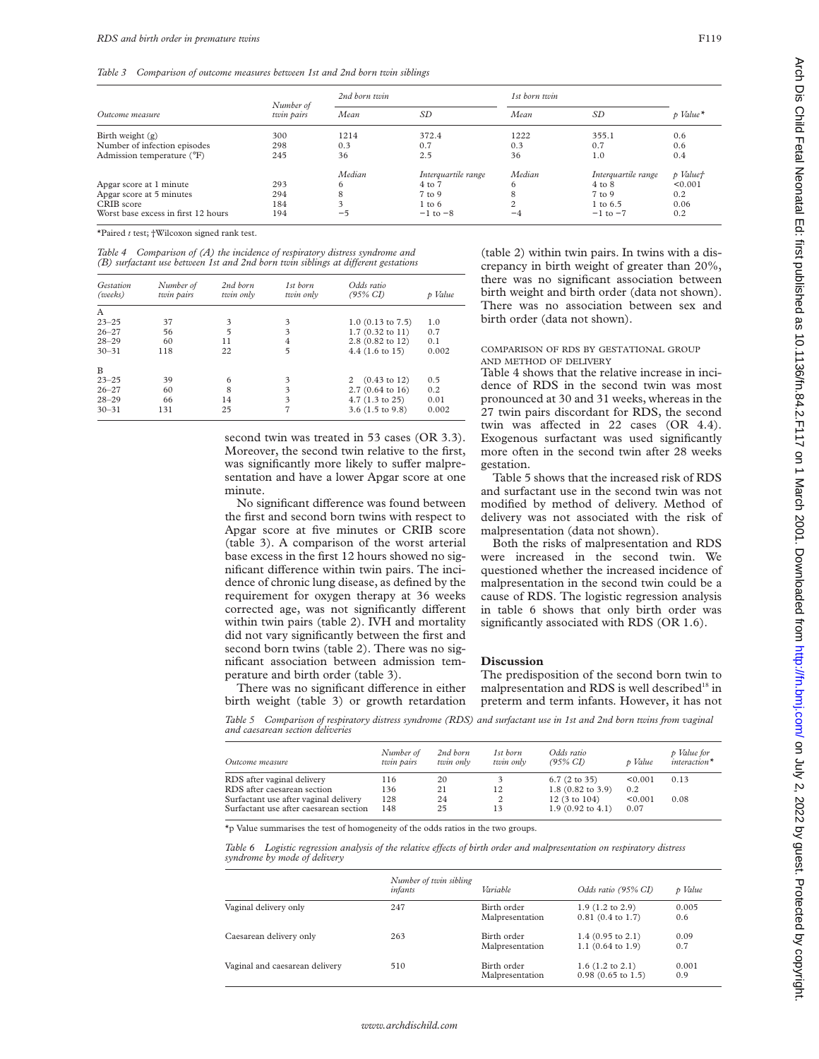*Table 3 Comparison of outcome measures between 1st and 2nd born twin siblings*

| Outcome measure | Number of twin pairs | 2nd born twin | | 1st born twin | | |
|---|---|---|---|---|---|---|
| | | Mean | SD | Mean | SD | p Value* |
| Birth weight (g) | 300 | 1214 | 372.4 | 1222 | 355.1 | 0.6 |
| Number of infection episodes | 298 | 0.3 | 0.7 | 0.3 | 0.7 | 0.6 |
| Admission temperature (°F) | 245 | 36 | 2.5 | 36 | 1.0 | 0.4 |
| | | Median | Interquartile range | Median | Interquartile range | p Value† |
| Apgar score at 1 minute | 293 | 6 | 4 to 7 | 6 | 4 to 8 | <0.001 |
| Apgar score at 5 minutes | 294 | 8 | 7 to 9 | 8 | 7 to 9 | 0.2 |
| CRIB score | 184 | 3 | 1 to 6 | 2 | 1 to 6.5 | 0.06 |
| Worst base excess in first 12 hours | 194 | −5 | −1 to −8 | −4 | −1 to −7 | 0.2 |

*Paired *t* test; †Wilcoxon signed rank test.

*Table 4 Comparison of (A) the incidence of respiratory distress syndrome and (B) surfactant use between 1st and 2nd born twin siblings at different gestations*

| Gestation (weeks) | Number of twin pairs | 2nd born twin only | 1st born twin only | Odds ratio (95% CI) | p Value |
|---|---|---|---|---|---|
| A | | | | | |
| 23–25 | 37 | 3 | 3 | 1.0 (0.13 to 7.5) | 1.0 |
| 26–27 | 56 | 5 | 3 | 1.7 (0.32 to 11) | 0.7 |
| 28–29 | 60 | 11 | 4 | 2.8 (0.82 to 12) | 0.1 |
| 30–31 | 118 | 22 | 5 | 4.4 (1.6 to 15) | 0.002 |
| B | | | | | |
| 23–25 | 39 | 6 | 3 | 2 (0.43 to 12) | 0.5 |
| 26–27 | 60 | 8 | 3 | 2.7 (0.64 to 16) | 0.2 |
| 28–29 | 66 | 14 | 3 | 4.7 (1.3 to 25) | 0.01 |
| 30–31 | 131 | 25 | 7 | 3.6 (1.5 to 9.8) | 0.002 |

second twin was treated in 53 cases (OR 3.3). Moreover, the second twin relative to the first, was significantly more likely to suffer malpresentation and have a lower Apgar score at one minute.

No significant difference was found between the first and second born twins with respect to Apgar score at five minutes or CRIB score (table 3). A comparison of the worst arterial base excess in the first 12 hours showed no significant difference within twin pairs. The incidence of chronic lung disease, as defined by the requirement for oxygen therapy at 36 weeks corrected age, was not significantly different within twin pairs (table 2). IVH and mortality did not vary significantly between the first and second born twins (table 2). There was no significant association between admission temperature and birth order (table 3).

There was no significant difference in either birth weight (table 3) or growth retardation (table 2) within twin pairs. In twins with a discrepancy in birth weight of greater than 20%, there was no significant association between birth weight and birth order (data not shown). There was no association between sex and birth order (data not shown).

### COMPARISON OF RDS BY GESTATIONAL GROUP AND METHOD OF DELIVERY

Table 4 shows that the relative increase in incidence of RDS in the second twin was most pronounced at 30 and 31 weeks, whereas in the 27 twin pairs discordant for RDS, the second twin was affected in 22 cases (OR 4.4). Exogenous surfactant was used significantly more often in the second twin after 28 weeks gestation.

Table 5 shows that the increased risk of RDS and surfactant use in the second twin was not modified by method of delivery. Method of delivery was not associated with the risk of malpresentation (data not shown).

Both the risks of malpresentation and RDS were increased in the second twin. We questioned whether the increased incidence of malpresentation in the second twin could be a cause of RDS. The logistic regression analysis in table 6 shows that only birth order was significantly associated with RDS (OR 1.6).

## Discussion

The predisposition of the second born twin to malpresentation and RDS is well described[18] in preterm and term infants. However, it has not

*Table 5 Comparison of respiratory distress syndrome (RDS) and surfactant use in 1st and 2nd born twins from vaginal and caesarean section deliveries*

| Outcome measure | Number of twin pairs | 2nd born twin only | 1st born twin only | Odds ratio (95% CI) | p Value | p Value for interaction* |
|---|---|---|---|---|---|---|
| RDS after vaginal delivery | 116 | 20 | 3 | 6.7 (2 to 35) | <0.001 | 0.13 |
| RDS after caesarean section | 136 | 21 | 12 | 1.8 (0.82 to 3.9) | 0.2 | |
| Surfactant use after vaginal delivery | 128 | 24 | 2 | 12 (3 to 104) | <0.001 | 0.08 |
| Surfactant use after caesarean section | 148 | 25 | 13 | 1.9 (0.92 to 4.1) | 0.07 | |

*p Value summarises the test of homogeneity of the odds ratios in the two groups.

*Table 6 Logistic regression analysis of the relative effects of birth order and malpresentation on respiratory distress syndrome by mode of delivery*

| | Number of twin sibling infants | Variable | Odds ratio (95% CI) | p Value |
|---|---|---|---|---|
| Vaginal delivery only | 247 | Birth order | 1.9 (1.2 to 2.9) | 0.005 |
| | | Malpresentation | 0.81 (0.4 to 1.7) | 0.6 |
| Caesarean delivery only | 263 | Birth order | 1.4 (0.95 to 2.1) | 0.09 |
| | | Malpresentation | 1.1 (0.64 to 1.9) | 0.7 |
| Vaginal and caesarean delivery | 510 | Birth order | 1.6 (1.2 to 2.1) | 0.001 |
| | | Malpresentation | 0.98 (0.65 to 1.5) | 0.9 |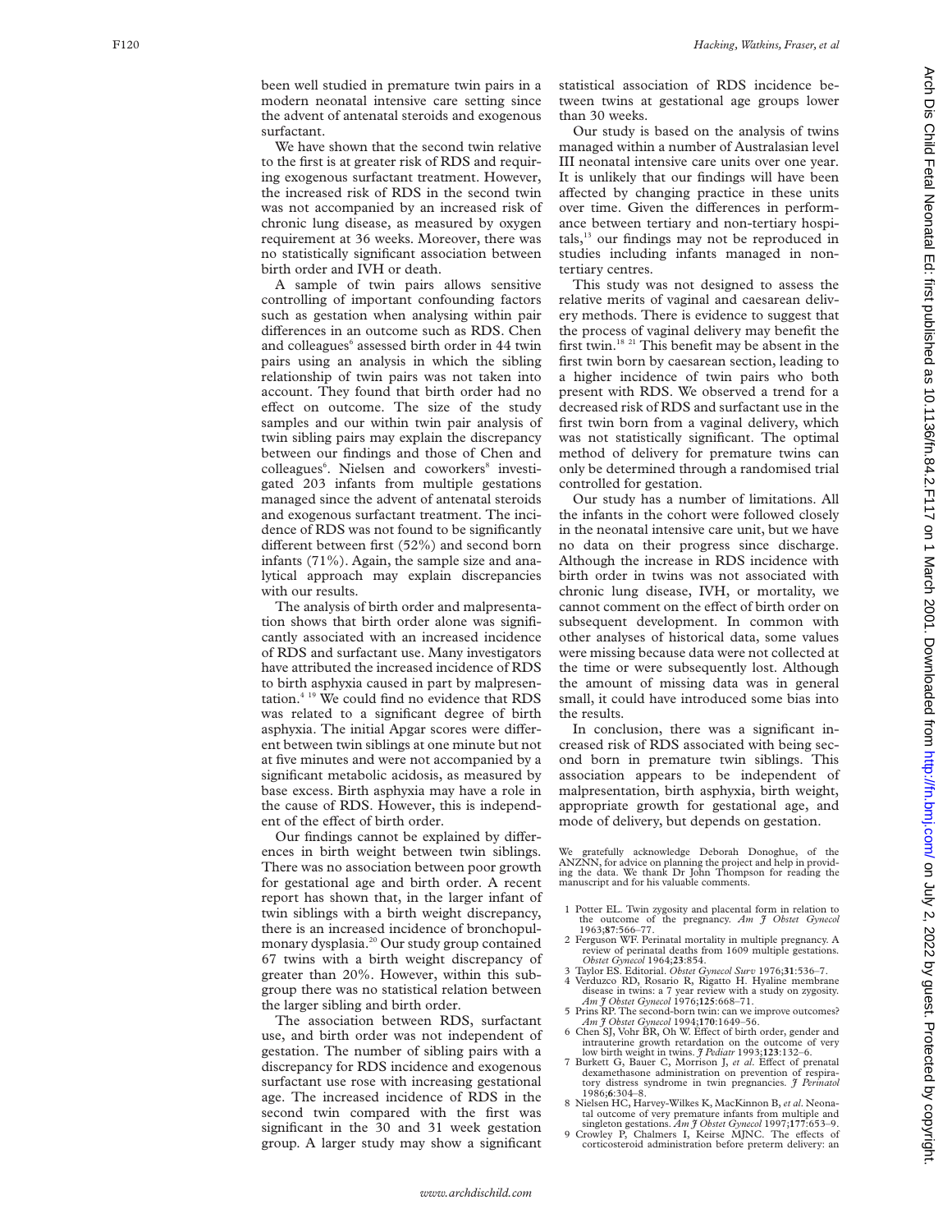been well studied in premature twin pairs in a modern neonatal intensive care setting since the advent of antenatal steroids and exogenous surfactant.

We have shown that the second twin relative to the first is at greater risk of RDS and requiring exogenous surfactant treatment. However, the increased risk of RDS in the second twin was not accompanied by an increased risk of chronic lung disease, as measured by oxygen requirement at 36 weeks. Moreover, there was no statistically significant association between birth order and IVH or death.

A sample of twin pairs allows sensitive controlling of important confounding factors such as gestation when analysing within pair differences in an outcome such as RDS. Chen and colleagues[6] assessed birth order in 44 twin pairs using an analysis in which the sibling relationship of twin pairs was not taken into account. They found that birth order had no effect on outcome. The size of the study samples and our within twin pair analysis of twin sibling pairs may explain the discrepancy between our findings and those of Chen and colleagues[6]. Nielsen and coworkers[8] investigated 203 infants from multiple gestations managed since the advent of antenatal steroids and exogenous surfactant treatment. The incidence of RDS was not found to be significantly different between first (52%) and second born infants (71%). Again, the sample size and analytical approach may explain discrepancies with our results.

The analysis of birth order and malpresentation shows that birth order alone was significantly associated with an increased incidence of RDS and surfactant use. Many investigators have attributed the increased incidence of RDS to birth asphyxia caused in part by malpresentation.[4 19] We could find no evidence that RDS was related to a significant degree of birth asphyxia. The initial Apgar scores were different between twin siblings at one minute but not at five minutes and were not accompanied by a significant metabolic acidosis, as measured by base excess. Birth asphyxia may have a role in the cause of RDS. However, this is independent of the effect of birth order.

Our findings cannot be explained by differences in birth weight between twin siblings. There was no association between poor growth for gestational age and birth order. A recent report has shown that, in the larger infant of twin siblings with a birth weight discrepancy, there is an increased incidence of bronchopulmonary dysplasia.[20] Our study group contained 67 twins with a birth weight discrepancy of greater than 20%. However, within this subgroup there was no statistical relation between the larger sibling and birth order.

The association between RDS, surfactant use, and birth order was not independent of gestation. The number of sibling pairs with a discrepancy for RDS incidence and exogenous surfactant use rose with increasing gestational age. The increased incidence of RDS in the second twin compared with the first was significant in the 30 and 31 week gestation group. A larger study may show a significant statistical association of RDS incidence between twins at gestational age groups lower than 30 weeks.

Our study is based on the analysis of twins managed within a number of Australasian level III neonatal intensive care units over one year. It is unlikely that our findings will have been affected by changing practice in these units over time. Given the differences in performance between tertiary and non-tertiary hospitals,[13] our findings may not be reproduced in studies including infants managed in non-tertiary centres.

This study was not designed to assess the relative merits of vaginal and caesarean delivery methods. There is evidence to suggest that the process of vaginal delivery may benefit the first twin.[18 21] This benefit may be absent in the first twin born by caesarean section, leading to a higher incidence of twin pairs who both present with RDS. We observed a trend for a decreased risk of RDS and surfactant use in the first twin born from a vaginal delivery, which was not statistically significant. The optimal method of delivery for premature twins can only be determined through a randomised trial controlled for gestation.

Our study has a number of limitations. All the infants in the cohort were followed closely in the neonatal intensive care unit, but we have no data on their progress since discharge. Although the increase in RDS incidence with birth order in twins was not associated with chronic lung disease, IVH, or mortality, we cannot comment on the effect of birth order on subsequent development. In common with other analyses of historical data, some values were missing because data were not collected at the time or were subsequently lost. Although the amount of missing data was in general small, it could have introduced some bias into the results.

In conclusion, there was a significant increased risk of RDS associated with being second born in premature twin siblings. This association appears to be independent of malpresentation, birth asphyxia, birth weight, appropriate growth for gestational age, and mode of delivery, but depends on gestation.

We gratefully acknowledge Deborah Donoghue, of the ANZNN, for advice on planning the project and help in providing the data. We thank Dr John Thompson for reading the manuscript and for his valuable comments.

1 Potter EL. Twin zygosity and placental form in relation to the outcome of the pregnancy. *Am J Obstet Gynecol* 1963;**87**:566–77.
2 Ferguson WF. Perinatal mortality in multiple pregnancy. A review of perinatal deaths from 1609 multiple gestations. *Obstet Gynecol* 1964;**23**:854.
3 Taylor ES. Editorial. *Obstet Gynecol Surv* 1976;**31**:536–7.
4 Verduzco RD, Rosario R, Rigatto H. Hyaline membrane disease in twins: a 7 year review with a study on zygosity. *Am J Obstet Gynecol* 1976;**125**:668–71.
5 Prins RP. The second-born twin: can we improve outcomes? *Am J Obstet Gynecol* 1994;**170**:1649–56.
6 Chen SJ, Vohr BR, Oh W. Effect of birth order, gender and intrauterine growth retardation on the outcome of very low birth weight in twins. *J Pediatr* 1993;**123**:132–6.
7 Burkett G, Bauer C, Morrison J, *et al*. Effect of prenatal dexamethasone administration on prevention of respiratory distress syndrome in twin pregnancies. *J Perinatol* 1986;**6**:304–8.
8 Nielsen HC, Harvey-Wilkes K, MacKinnon B, *et al*. Neonatal outcome of very premature infants from multiple and singleton gestations. *Am J Obstet Gynecol* 1997;**177**:653–9.
9 Crowley P, Chalmers I, Keirse MJNC. The effects of corticosteroid administration before preterm delivery: an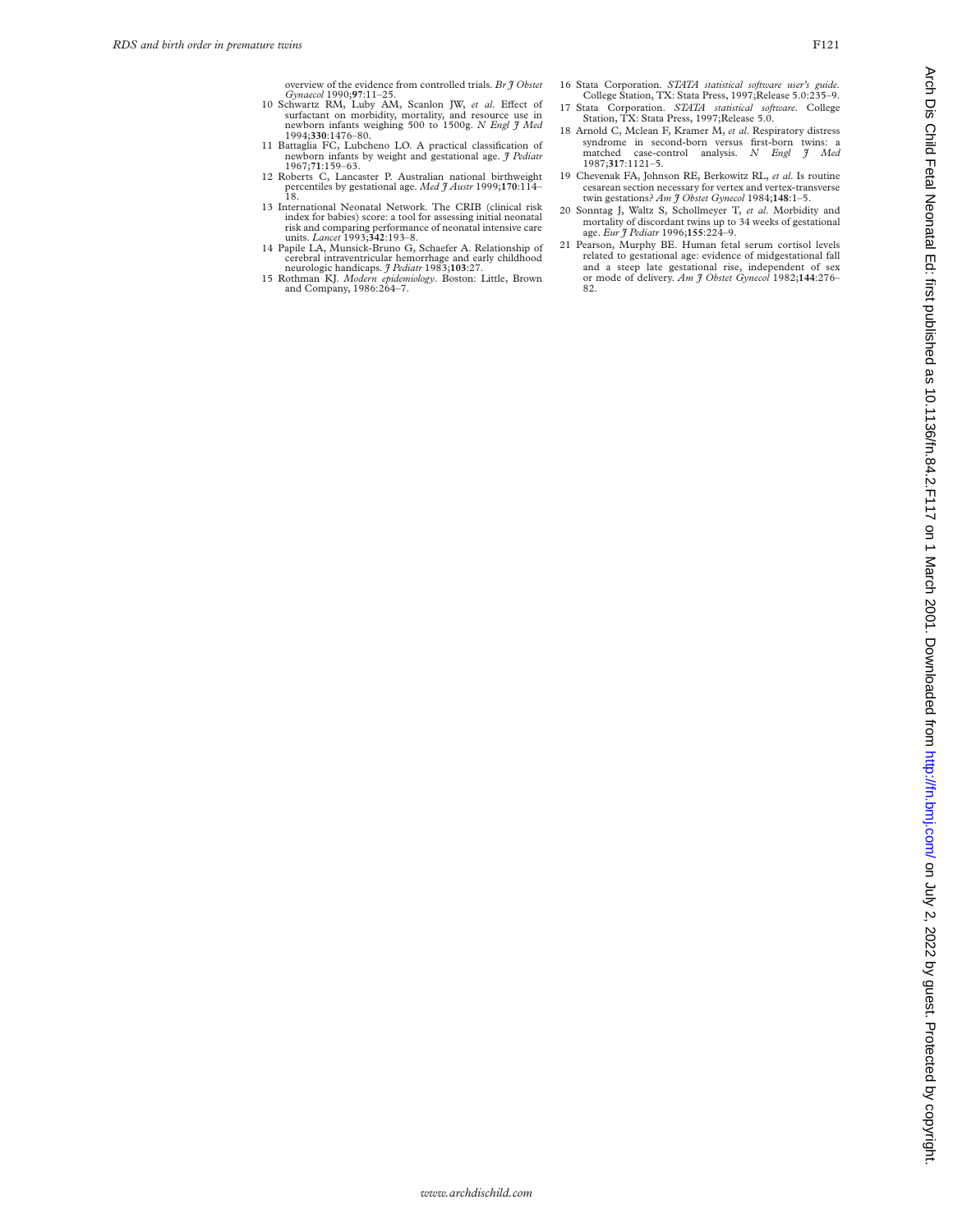overview of the evidence from controlled trials. *Br J Obstet Gynaecol* 1990;**97**:11–25.

10 Schwartz RM, Luby AM, Scanlon JW, *et al*. Effect of surfactant on morbidity, mortality, and resource use in newborn infants weighing 500 to 1500g. *N Engl J Med* 1994;**330**:1476–80.

11 Battaglia FC, Lubcheno LO. A practical classification of newborn infants by weight and gestational age. *J Pediatr* 1967;**71**:159–63.

12 Roberts C, Lancaster P. Australian national birthweight percentiles by gestational age. *Med J Austr* 1999;**170**:114–18.

13 International Neonatal Network. The CRIB (clinical risk index for babies) score: a tool for assessing initial neonatal risk and comparing performance of neonatal intensive care units. *Lancet* 1993;**342**:193–8.

14 Papile LA, Munsick-Bruno G, Schaefer A. Relationship of cerebral intraventricular hemorrhage and early childhood neurologic handicaps. *J Pediatr* 1983;**103**:27.

15 Rothman KJ. *Modern epidemiology*. Boston: Little, Brown and Company, 1986:264–7.

16 Stata Corporation. *STATA statistical software user's guide*. College Station, TX: Stata Press, 1997;Release 5.0:235–9.

17 Stata Corporation. *STATA statistical software*. College Station, TX: Stata Press, 1997;Release 5.0.

18 Arnold C, Mclean F, Kramer M, *et al*. Respiratory distress syndrome in second-born versus first-born twins: a matched case-control analysis. *N Engl J Med* 1987;**317**:1121–5.

19 Chevenak FA, Johnson RE, Berkowitz RL, *et al*. Is routine cesarean section necessary for vertex and vertex-transverse twin gestations? *Am J Obstet Gynecol* 1984;**148**:1–5.

20 Sonntag J, Waltz S, Schollmeyer T, *et al*. Morbidity and mortality of discordant twins up to 34 weeks of gestational age. *Eur J Pediatr* 1996;**155**:224–9.

21 Pearson, Murphy BE. Human fetal serum cortisol levels related to gestational age: evidence of midgestational fall and a steep late gestational rise, independent of sex or mode of delivery. *Am J Obstet Gynecol* 1982;**144**:276–82.